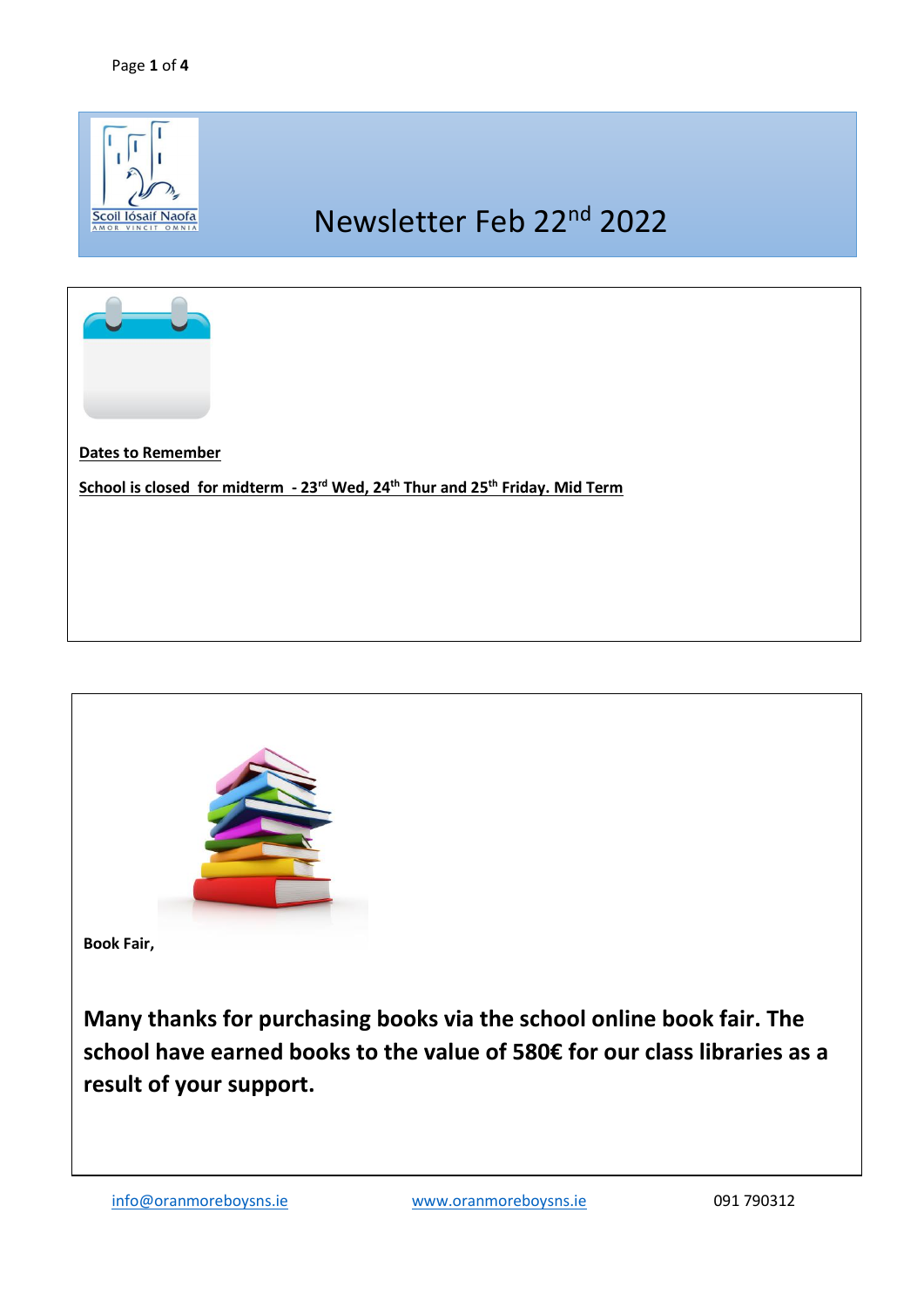Scoil Iósaif Naofa

AMOR VINCIT OMNIA

# Newsletter Feb 22nd 2022

**Dates to Remember**

**School is closed for midterm - 23rd Wed, 24th Thur and 25th Friday. Mid Term**

**Book Fair,**

**Many thanks for purchasing books via the school online book fair. The school have earned books to the value of 580€ for our class libraries as a result of your support.**

info@oranmoreboysns.ie www.oranmoreboysns.ie 091 790312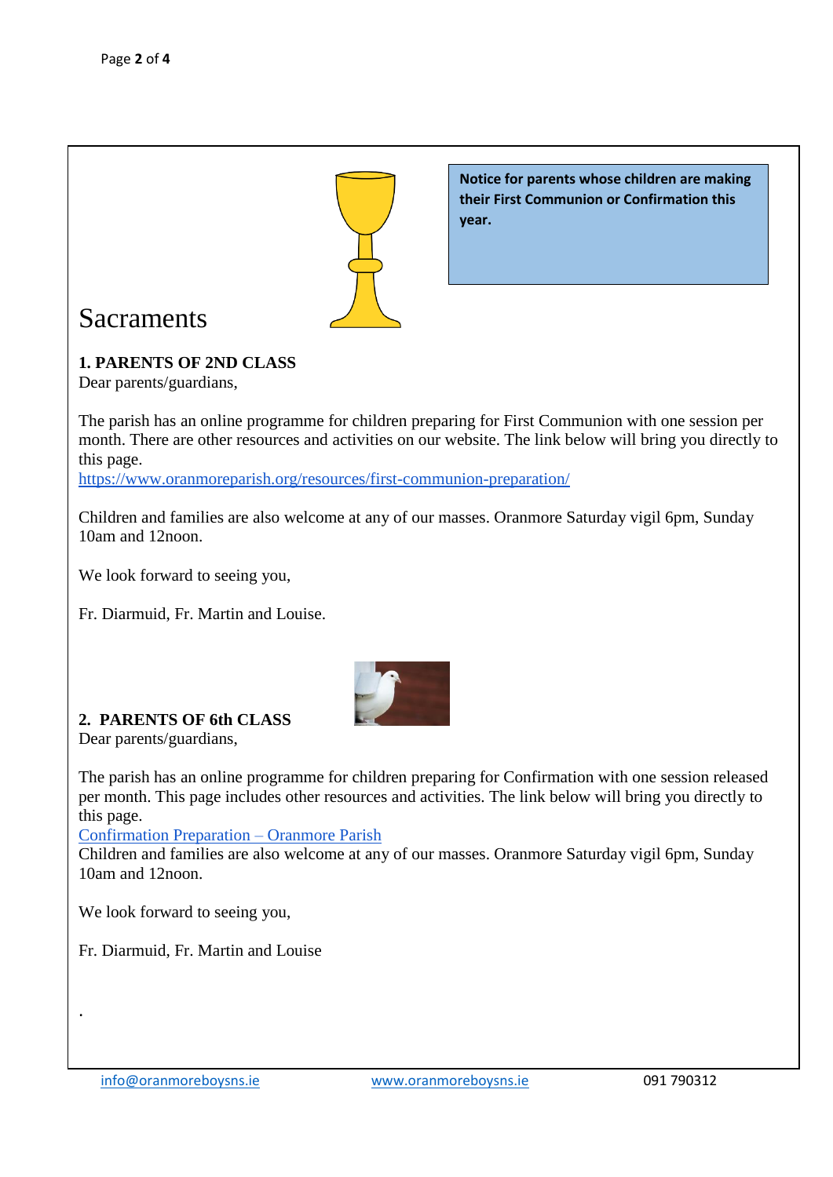**Notice for parents whose children are making their First Communion or Confirmation this year.**

# Sacraments

**1. PARENTS OF 2ND CLASS**

Dear parents/guardians,

The parish has an online programme for children preparing for First Communion with one session per month. There are other resources and activities on our website. The link below will bring you directly to this page.

https://www.oranmoreparish.org/resources/first-communion-preparation/

Children and families are also welcome at any of our masses. Oranmore Saturday vigil 6pm, Sunday 10am and 12noon.

We look forward to seeing you,

Fr. Diarmuid, Fr. Martin and Louise.

**2. PARENTS OF 6th CLASS**

Dear parents/guardians,

The parish has an online programme for children preparing for Confirmation with one session released per month. This page includes other resources and activities. The link below will bring you directly to this page.

Confirmation Preparation – Oranmore Parish

Children and families are also welcome at any of our masses. Oranmore Saturday vigil 6pm, Sunday 10am and 12noon.

We look forward to seeing you,

Fr. Diarmuid, Fr. Martin and Louise

.

info@oranmoreboysns.ie www.oranmoreboysns.ie 091 790312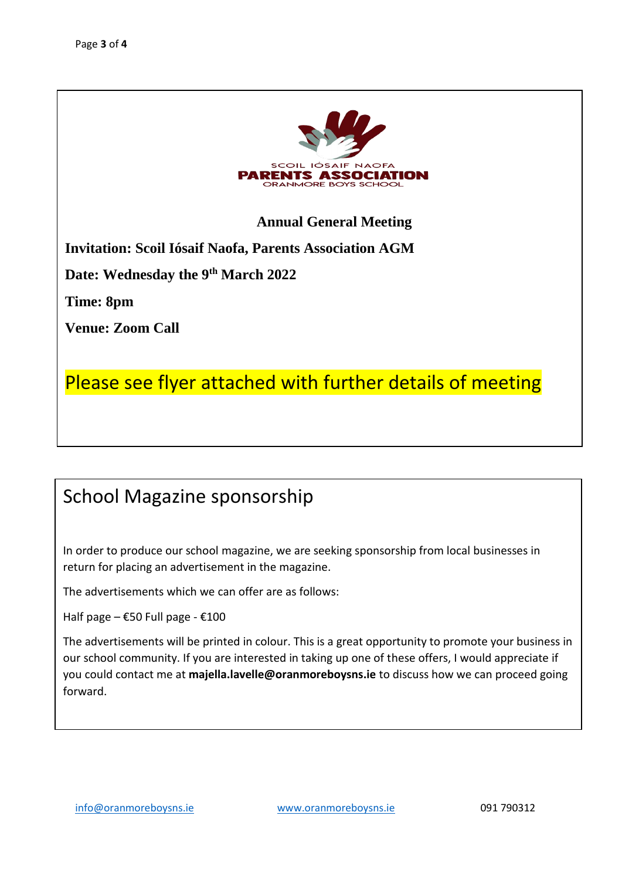SCOIL IÓSAIF NAOFA
**PARENTS ASSOCIATION**
ORANMORE BOYS SCHOOL

**Annual General Meeting**

**Invitation: Scoil Iósaif Naofa, Parents Association AGM**

**Date: Wednesday the 9th March 2022**

**Time: 8pm**

**Venue: Zoom Call**

Please see flyer attached with further details of meeting

## School Magazine sponsorship

In order to produce our school magazine, we are seeking sponsorship from local businesses in return for placing an advertisement in the magazine.

The advertisements which we can offer are as follows:

Half page – €50 Full page - €100

The advertisements will be printed in colour. This is a great opportunity to promote your business in our school community. If you are interested in taking up one of these offers, I would appreciate if you could contact me at **majella.lavelle@oranmoreboysns.ie** to discuss how we can proceed going forward.

info@oranmoreboysns.ie www.oranmoreboysns.ie 091 790312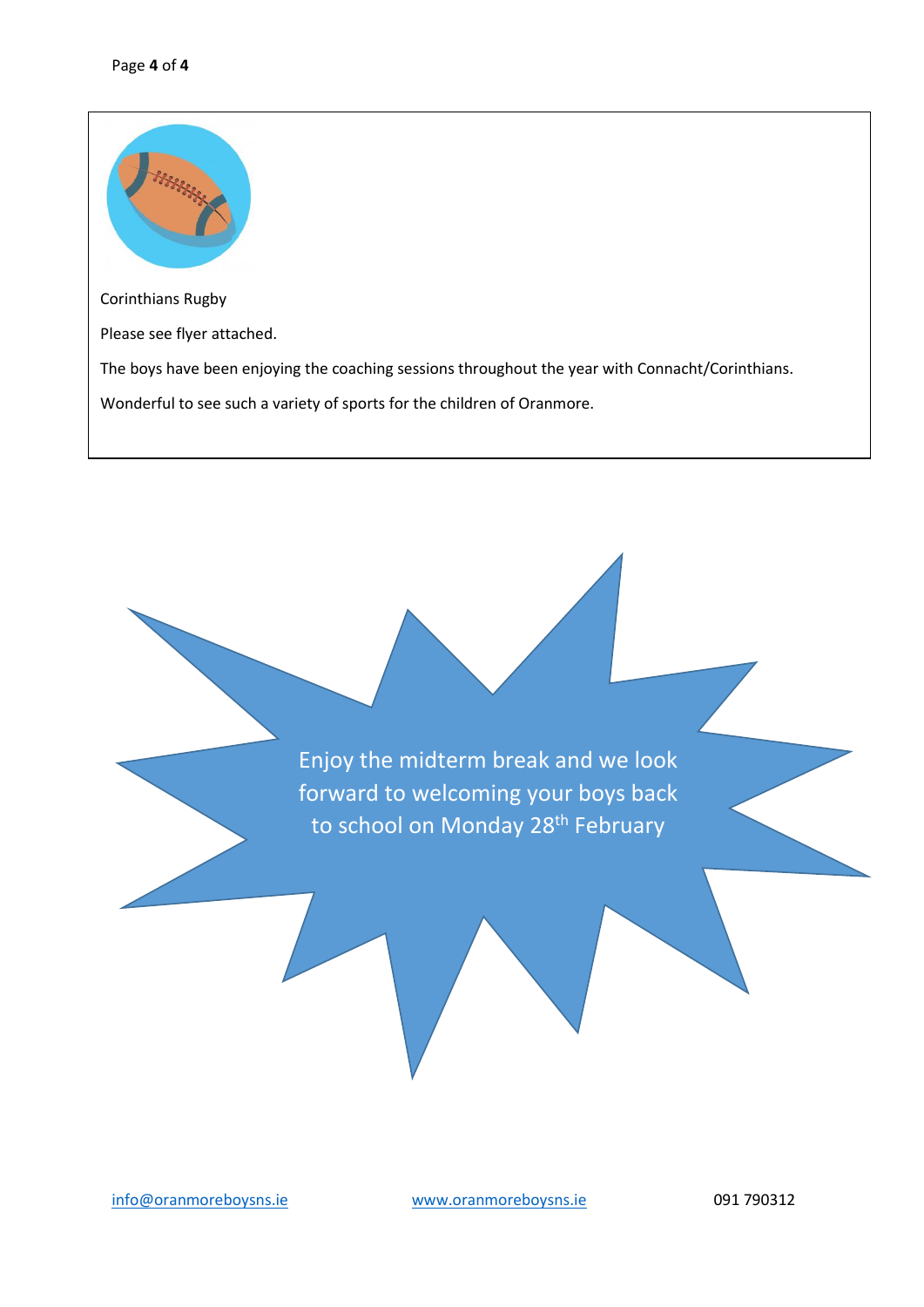Corinthians Rugby

Please see flyer attached.

The boys have been enjoying the coaching sessions throughout the year with Connacht/Corinthians.

Wonderful to see such a variety of sports for the children of Oranmore.

Enjoy the midterm break and we look forward to welcoming your boys back to school on Monday 28th February

info@oranmoreboysns.ie www.oranmoreboysns.ie 091 790312